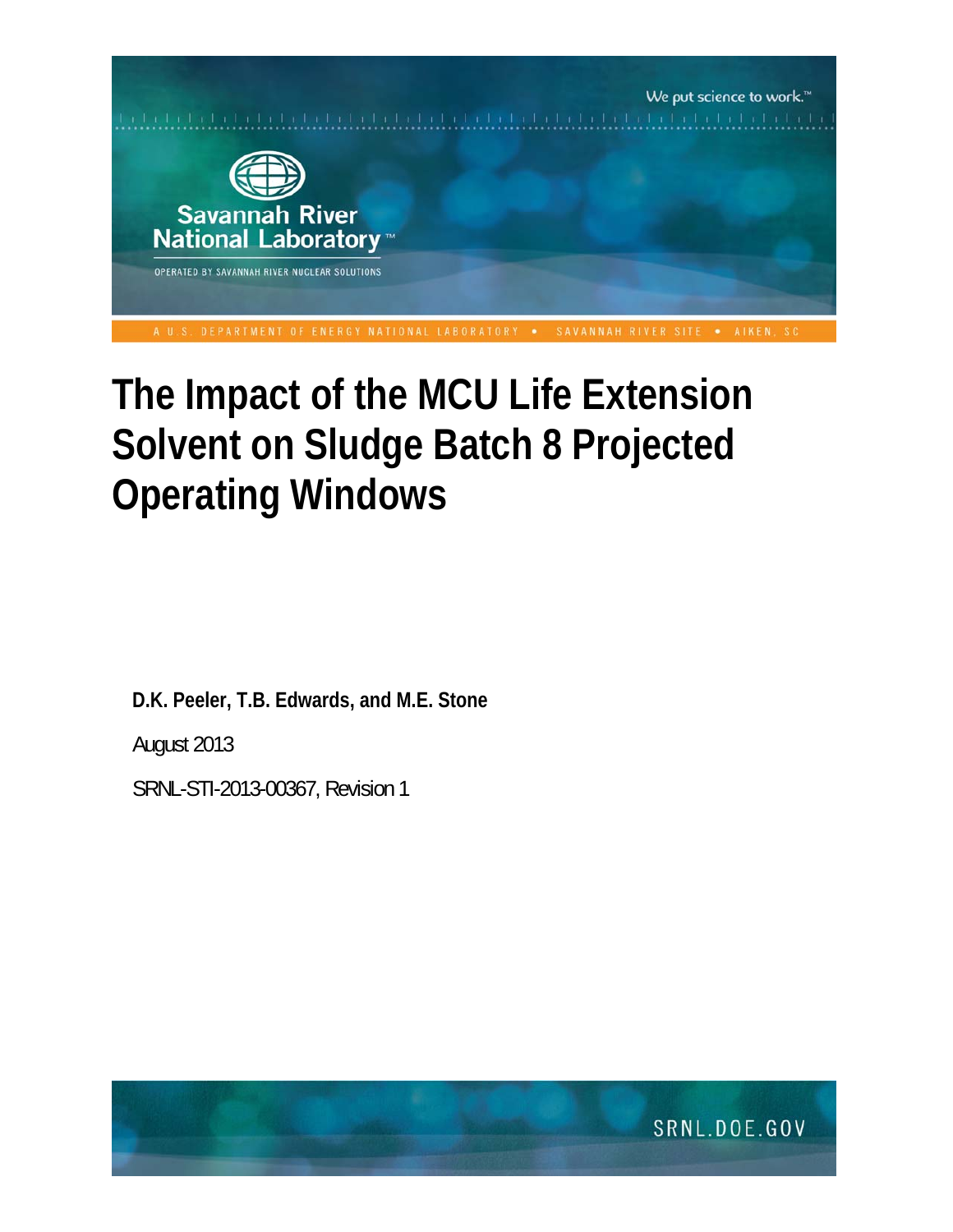We put science to work.™

Savannah River National Laboratory™

OPERATED BY SAVANNAH RIVER NUCLEAR SOLUTIONS

A U.S. DEPARTMENT OF ENERGY NATIONAL LABORATORY • SAVANNAH RIVER SITE • AIKEN, SC

# The Impact of the MCU Life Extension Solvent on Sludge Batch 8 Projected Operating Windows

**D.K. Peeler, T.B. Edwards, and M.E. Stone**

August 2013

SRNL-STI-2013-00367, Revision 1

SRNL.DOE.GOV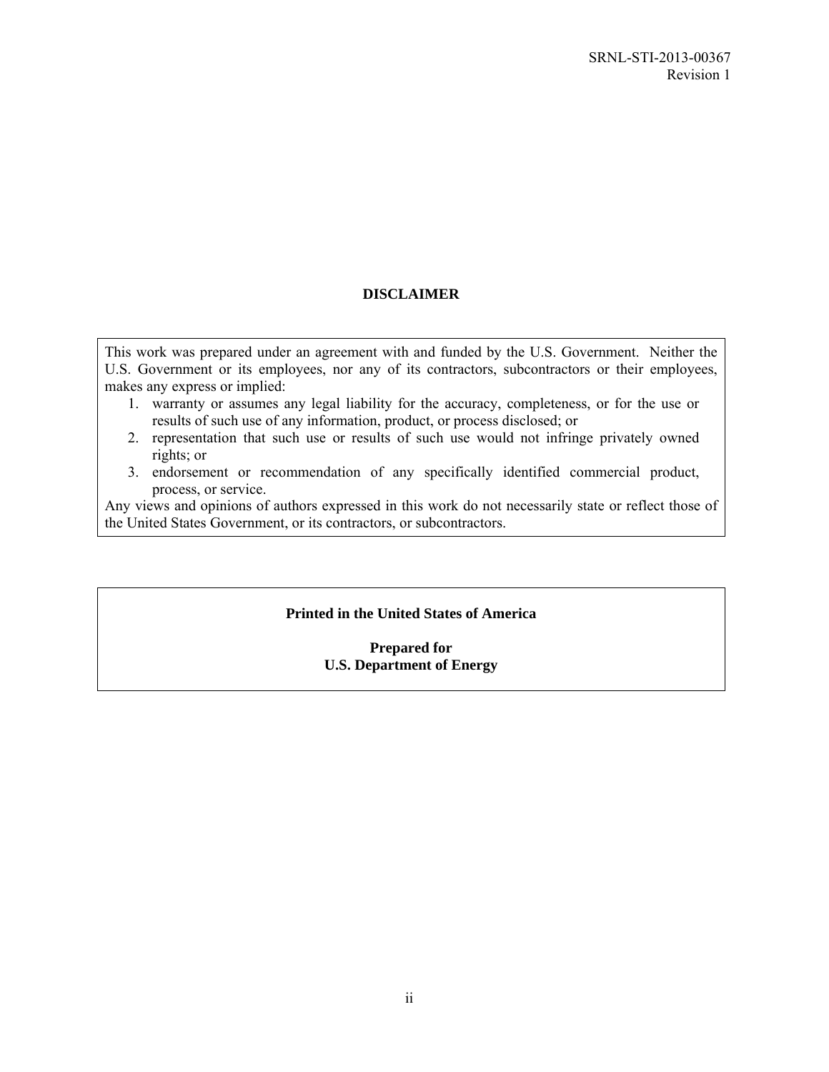# DISCLAIMER

This work was prepared under an agreement with and funded by the U.S. Government. Neither the U.S. Government or its employees, nor any of its contractors, subcontractors or their employees, makes any express or implied:

1. warranty or assumes any legal liability for the accuracy, completeness, or for the use or results of such use of any information, product, or process disclosed; or
2. representation that such use or results of such use would not infringe privately owned rights; or
3. endorsement or recommendation of any specifically identified commercial product, process, or service.

Any views and opinions of authors expressed in this work do not necessarily state or reflect those of the United States Government, or its contractors, or subcontractors.

**Printed in the United States of America**

**Prepared for**
**U.S. Department of Energy**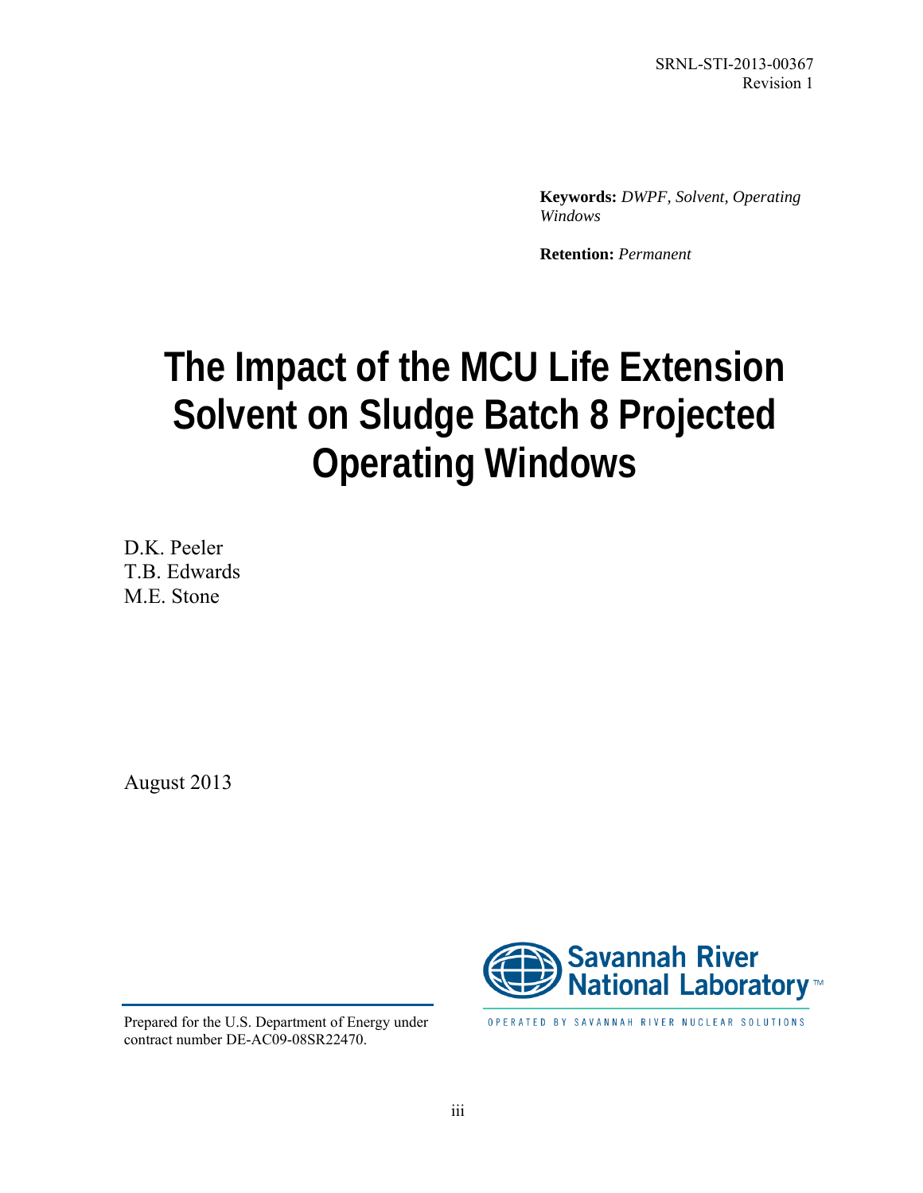SRNL-STI-2013-00367
Revision 1

**Keywords:** *DWPF, Solvent, Operating Windows*

**Retention:** *Permanent*

# The Impact of the MCU Life Extension Solvent on Sludge Batch 8 Projected Operating Windows

D.K. Peeler
T.B. Edwards
M.E. Stone

August 2013

Savannah River National Laboratory™

OPERATED BY SAVANNAH RIVER NUCLEAR SOLUTIONS

Prepared for the U.S. Department of Energy under contract number DE-AC09-08SR22470.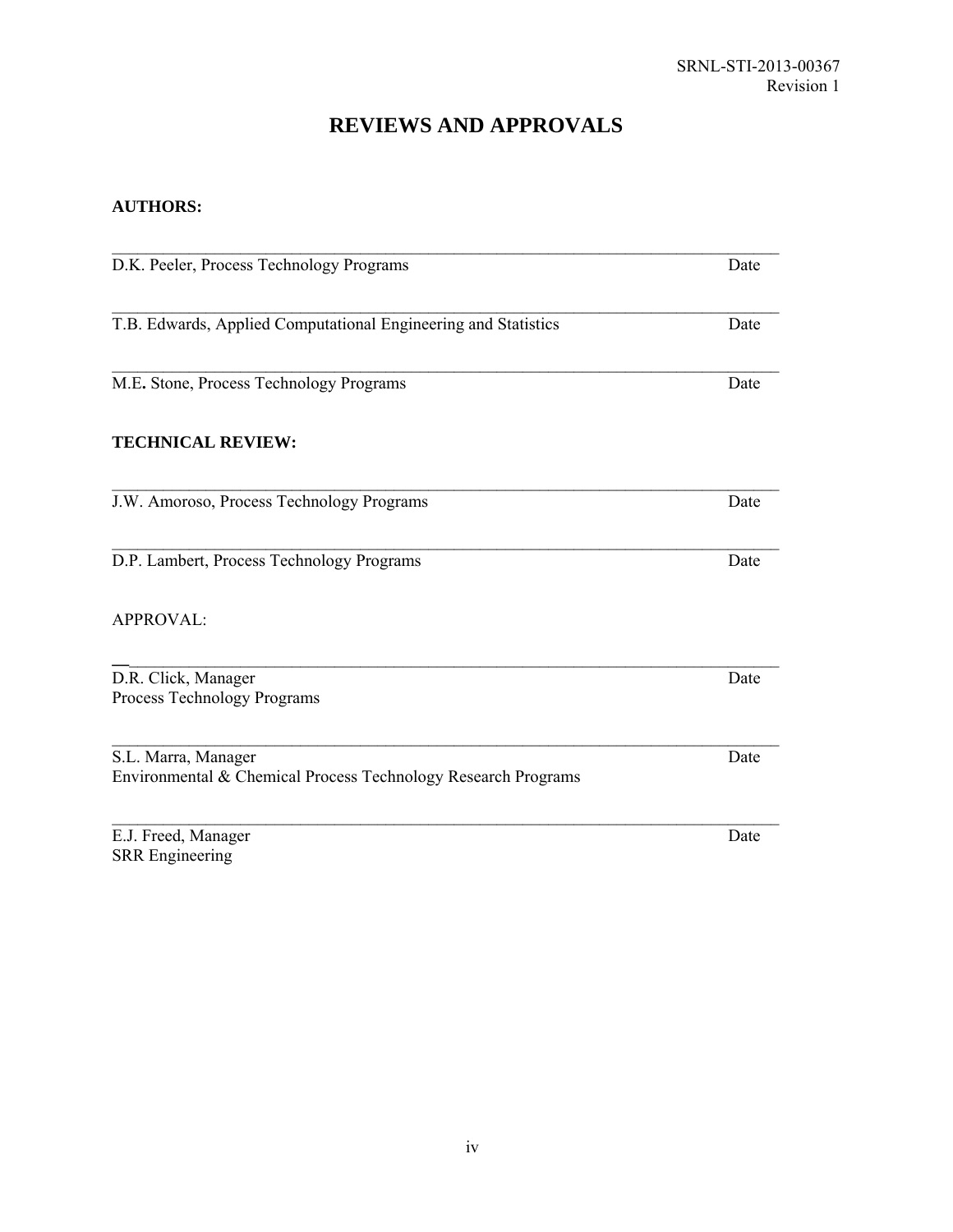# REVIEWS AND APPROVALS

**AUTHORS:**

______________________________________________________________________________

D.K. Peeler, Process Technology Programs Date

______________________________________________________________________________

T.B. Edwards, Applied Computational Engineering and Statistics Date

______________________________________________________________________________

M.E**.** Stone, Process Technology Programs Date

**TECHNICAL REVIEW:**

______________________________________________________________________________

J.W. Amoroso, Process Technology Programs Date

______________________________________________________________________________

D.P. Lambert, Process Technology Programs Date

APPROVAL:

______________________________________________________________________________

D.R. Click, Manager Date
Process Technology Programs

______________________________________________________________________________

S.L. Marra, Manager Date
Environmental & Chemical Process Technology Research Programs

______________________________________________________________________________

E.J. Freed, Manager Date
SRR Engineering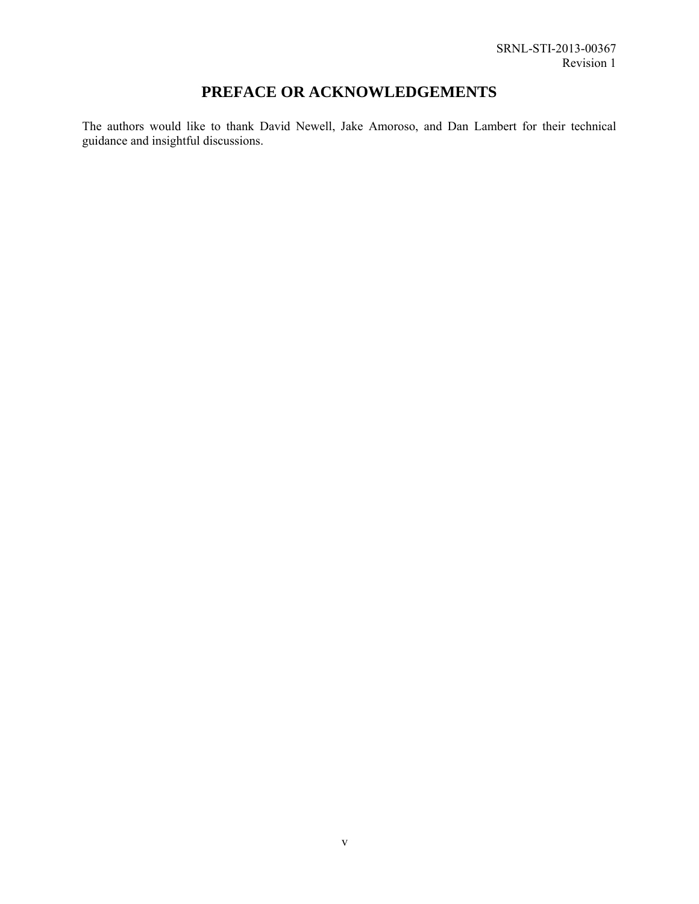# PREFACE OR ACKNOWLEDGEMENTS

The authors would like to thank David Newell, Jake Amoroso, and Dan Lambert for their technical guidance and insightful discussions.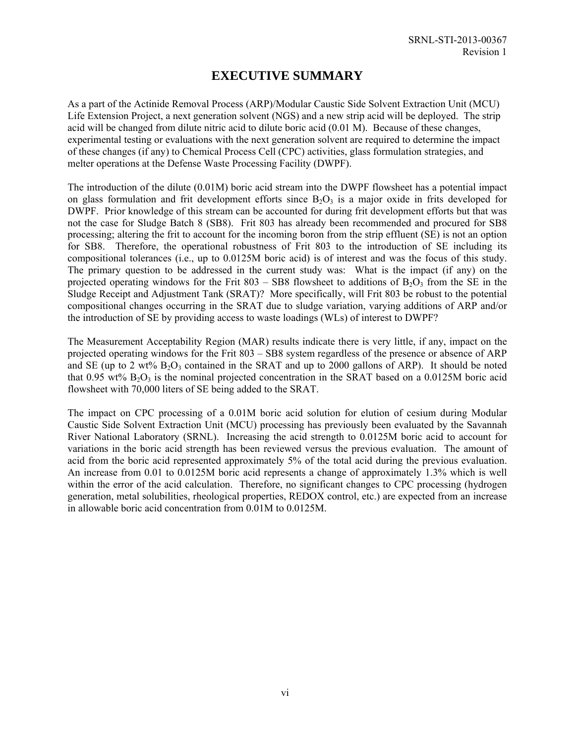# EXECUTIVE SUMMARY

As a part of the Actinide Removal Process (ARP)/Modular Caustic Side Solvent Extraction Unit (MCU) Life Extension Project, a next generation solvent (NGS) and a new strip acid will be deployed. The strip acid will be changed from dilute nitric acid to dilute boric acid (0.01 M). Because of these changes, experimental testing or evaluations with the next generation solvent are required to determine the impact of these changes (if any) to Chemical Process Cell (CPC) activities, glass formulation strategies, and melter operations at the Defense Waste Processing Facility (DWPF).

The introduction of the dilute (0.01M) boric acid stream into the DWPF flowsheet has a potential impact on glass formulation and frit development efforts since $B_2O_3$ is a major oxide in frits developed for DWPF. Prior knowledge of this stream can be accounted for during frit development efforts but that was not the case for Sludge Batch 8 (SB8). Frit 803 has already been recommended and procured for SB8 processing; altering the frit to account for the incoming boron from the strip effluent (SE) is not an option for SB8. Therefore, the operational robustness of Frit 803 to the introduction of SE including its compositional tolerances (i.e., up to 0.0125M boric acid) is of interest and was the focus of this study. The primary question to be addressed in the current study was: What is the impact (if any) on the projected operating windows for the Frit 803 – SB8 flowsheet to additions of $B_2O_3$ from the SE in the Sludge Receipt and Adjustment Tank (SRAT)? More specifically, will Frit 803 be robust to the potential compositional changes occurring in the SRAT due to sludge variation, varying additions of ARP and/or the introduction of SE by providing access to waste loadings (WLs) of interest to DWPF?

The Measurement Acceptability Region (MAR) results indicate there is very little, if any, impact on the projected operating windows for the Frit 803 – SB8 system regardless of the presence or absence of ARP and SE (up to 2 wt% $B_2O_3$ contained in the SRAT and up to 2000 gallons of ARP). It should be noted that 0.95 wt% $B_2O_3$ is the nominal projected concentration in the SRAT based on a 0.0125M boric acid flowsheet with 70,000 liters of SE being added to the SRAT.

The impact on CPC processing of a 0.01M boric acid solution for elution of cesium during Modular Caustic Side Solvent Extraction Unit (MCU) processing has previously been evaluated by the Savannah River National Laboratory (SRNL). Increasing the acid strength to 0.0125M boric acid to account for variations in the boric acid strength has been reviewed versus the previous evaluation. The amount of acid from the boric acid represented approximately 5% of the total acid during the previous evaluation. An increase from 0.01 to 0.0125M boric acid represents a change of approximately 1.3% which is well within the error of the acid calculation. Therefore, no significant changes to CPC processing (hydrogen generation, metal solubilities, rheological properties, REDOX control, etc.) are expected from an increase in allowable boric acid concentration from 0.01M to 0.0125M.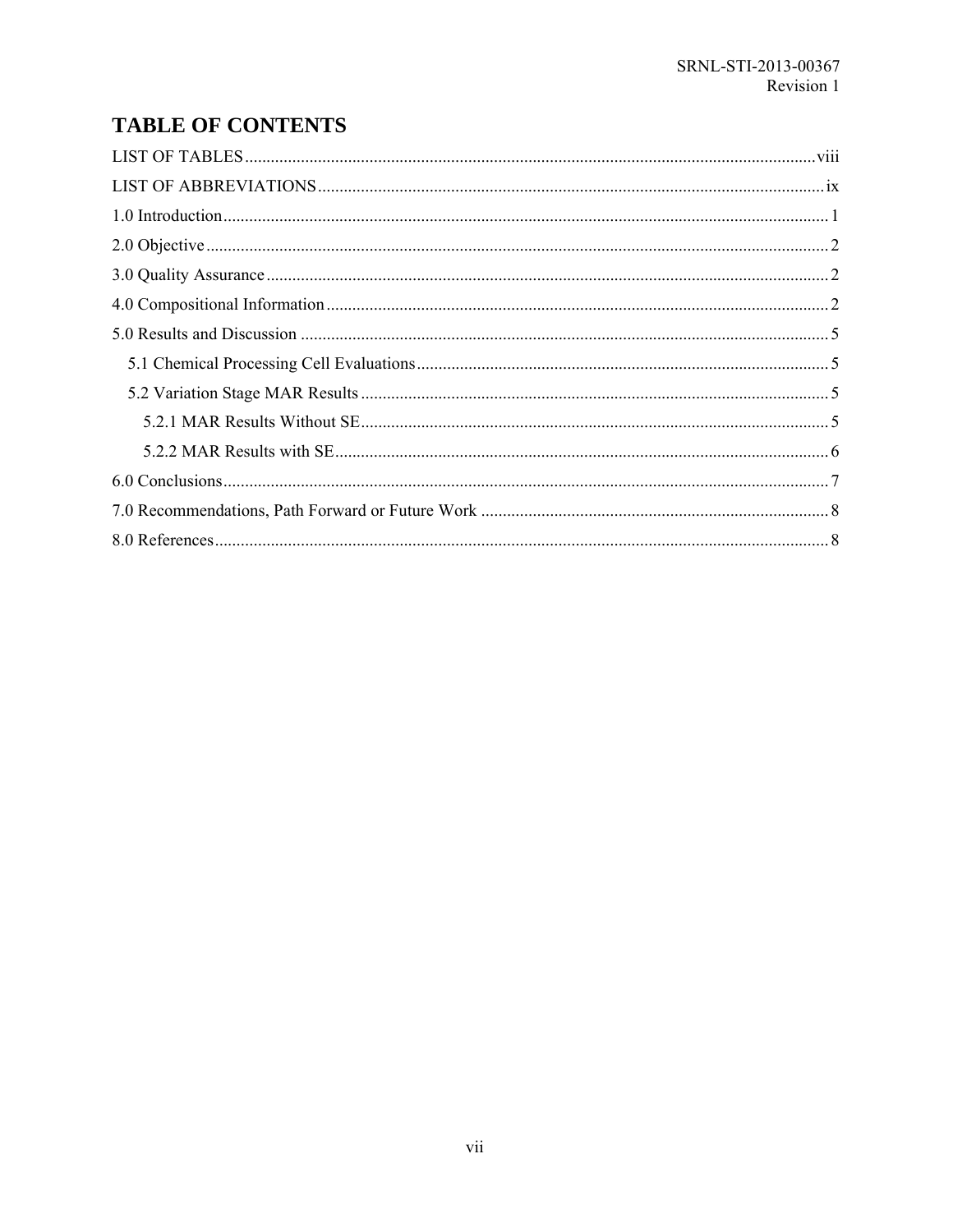# TABLE OF CONTENTS

LIST OF TABLES ..... viii

LIST OF ABBREVIATIONS ..... ix

1.0 Introduction ..... 1

2.0 Objective ..... 2

3.0 Quality Assurance ..... 2

4.0 Compositional Information ..... 2

5.0 Results and Discussion ..... 5

  5.1 Chemical Processing Cell Evaluations ..... 5

  5.2 Variation Stage MAR Results ..... 5

    5.2.1 MAR Results Without SE ..... 5

    5.2.2 MAR Results with SE ..... 6

6.0 Conclusions ..... 7

7.0 Recommendations, Path Forward or Future Work ..... 8

8.0 References ..... 8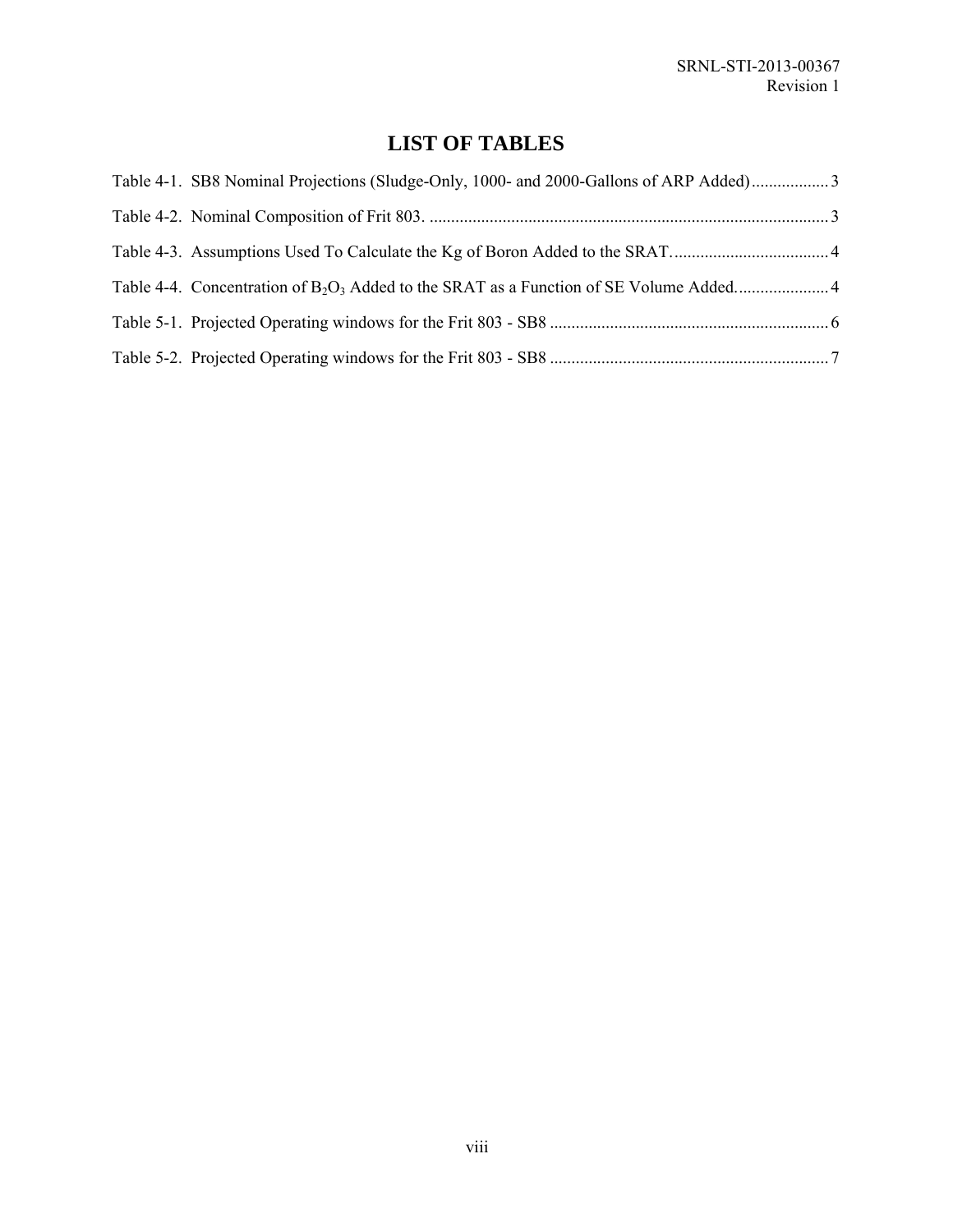# LIST OF TABLES

Table 4-1. SB8 Nominal Projections (Sludge-Only, 1000- and 2000-Gallons of ARP Added) .................. 3

Table 4-2. Nominal Composition of Frit 803. ............................................................................................ 3

Table 4-3. Assumptions Used To Calculate the Kg of Boron Added to the SRAT. .................................... 4

Table 4-4. Concentration of $B_2O_3$ Added to the SRAT as a Function of SE Volume Added. ..................... 4

Table 5-1. Projected Operating windows for the Frit 803 - SB8 ................................................................ 6

Table 5-2. Projected Operating windows for the Frit 803 - SB8 ................................................................ 7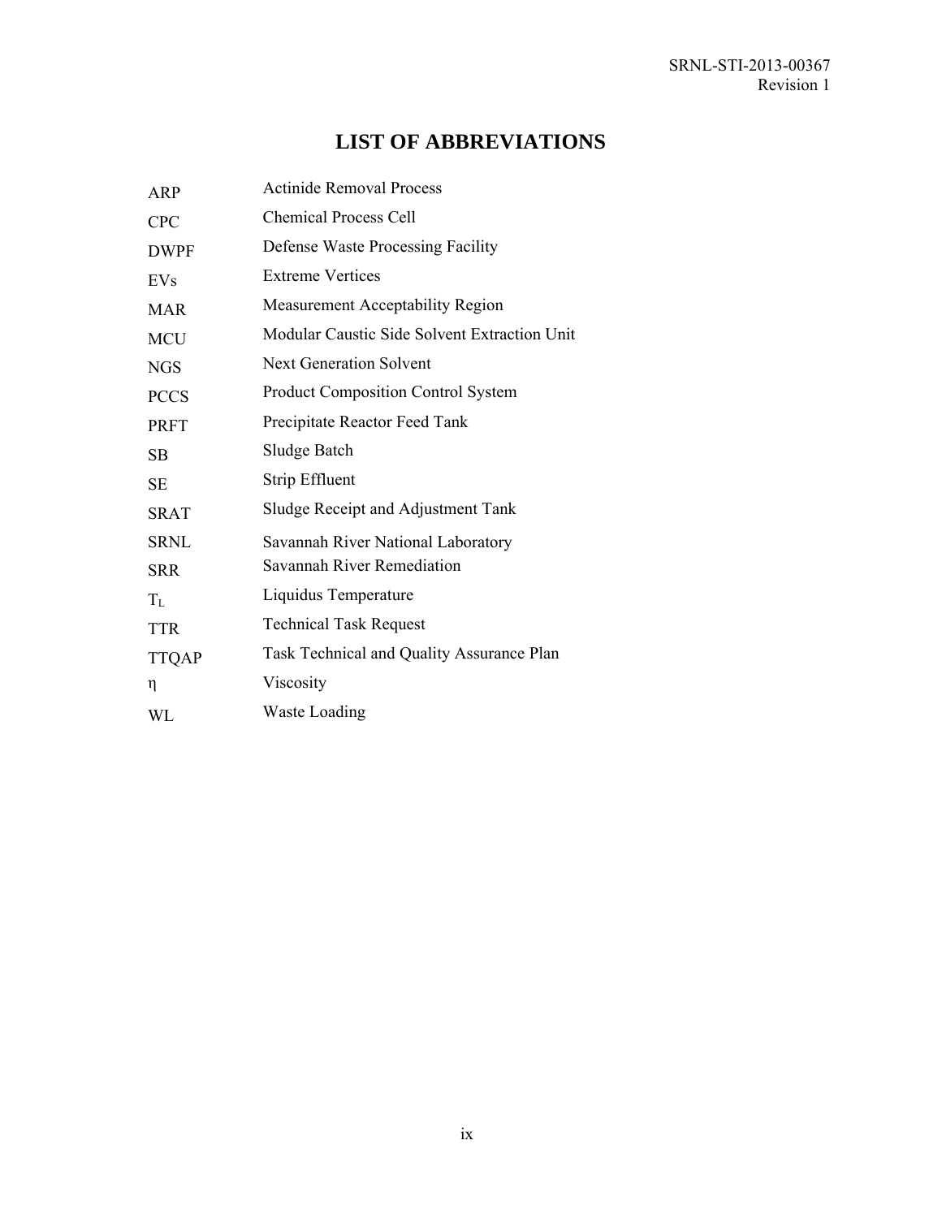# LIST OF ABBREVIATIONS

| | |
|---|---|
| ARP | Actinide Removal Process |
| CPC | Chemical Process Cell |
| DWPF | Defense Waste Processing Facility |
| EVs | Extreme Vertices |
| MAR | Measurement Acceptability Region |
| MCU | Modular Caustic Side Solvent Extraction Unit |
| NGS | Next Generation Solvent |
| PCCS | Product Composition Control System |
| PRFT | Precipitate Reactor Feed Tank |
| SB | Sludge Batch |
| SE | Strip Effluent |
| SRAT | Sludge Receipt and Adjustment Tank |
| SRNL | Savannah River National Laboratory |
| SRR | Savannah River Remediation |
| $T_L$ | Liquidus Temperature |
| TTR | Technical Task Request |
| TTQAP | Task Technical and Quality Assurance Plan |
| $\eta$ | Viscosity |
| WL | Waste Loading |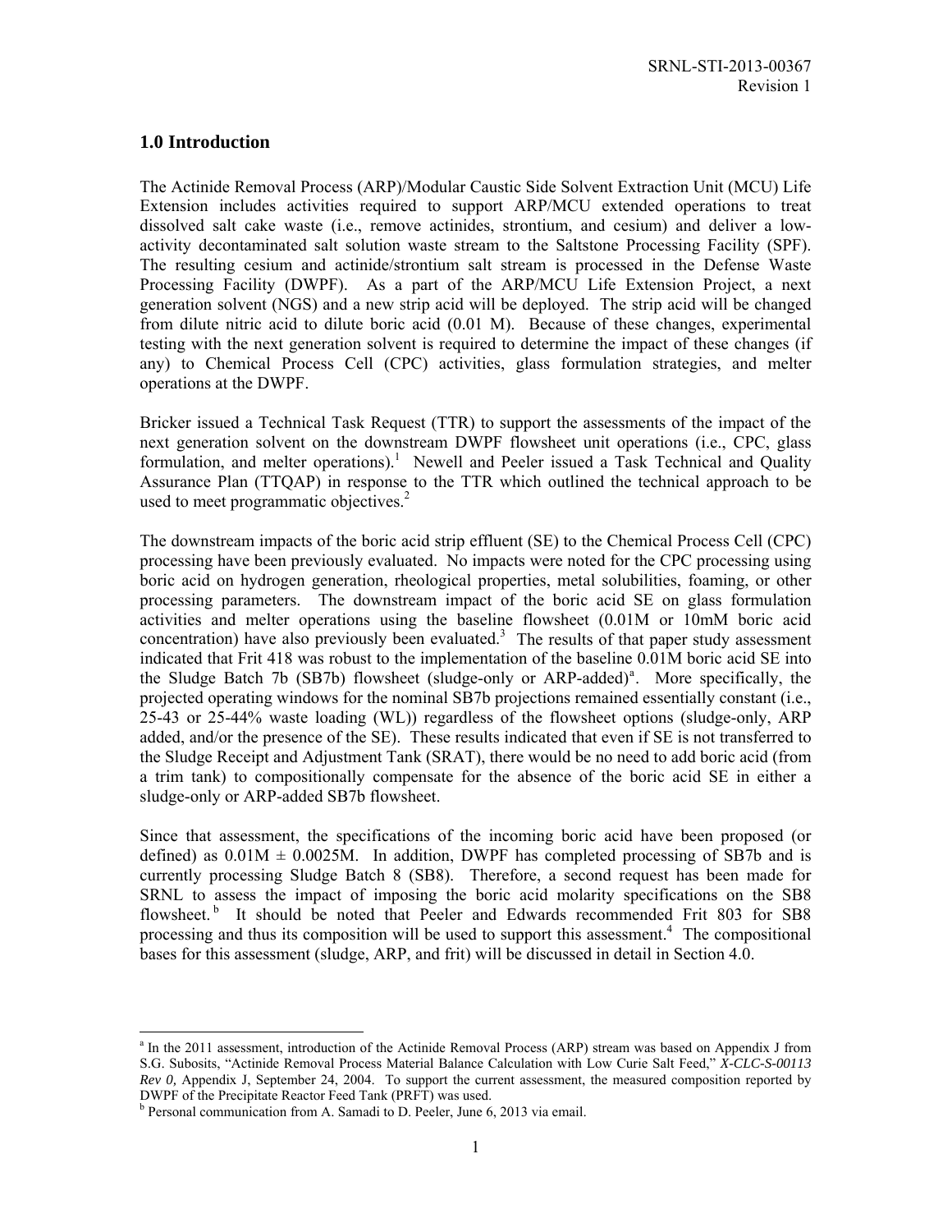# 1.0 Introduction

The Actinide Removal Process (ARP)/Modular Caustic Side Solvent Extraction Unit (MCU) Life Extension includes activities required to support ARP/MCU extended operations to treat dissolved salt cake waste (i.e., remove actinides, strontium, and cesium) and deliver a low-activity decontaminated salt solution waste stream to the Saltstone Processing Facility (SPF). The resulting cesium and actinide/strontium salt stream is processed in the Defense Waste Processing Facility (DWPF). As a part of the ARP/MCU Life Extension Project, a next generation solvent (NGS) and a new strip acid will be deployed. The strip acid will be changed from dilute nitric acid to dilute boric acid (0.01 M). Because of these changes, experimental testing with the next generation solvent is required to determine the impact of these changes (if any) to Chemical Process Cell (CPC) activities, glass formulation strategies, and melter operations at the DWPF.

Bricker issued a Technical Task Request (TTR) to support the assessments of the impact of the next generation solvent on the downstream DWPF flowsheet unit operations (i.e., CPC, glass formulation, and melter operations).[1] Newell and Peeler issued a Task Technical and Quality Assurance Plan (TTQAP) in response to the TTR which outlined the technical approach to be used to meet programmatic objectives.[2]

The downstream impacts of the boric acid strip effluent (SE) to the Chemical Process Cell (CPC) processing have been previously evaluated. No impacts were noted for the CPC processing using boric acid on hydrogen generation, rheological properties, metal solubilities, foaming, or other processing parameters. The downstream impact of the boric acid SE on glass formulation activities and melter operations using the baseline flowsheet (0.01M or 10mM boric acid concentration) have also previously been evaluated.[3] The results of that paper study assessment indicated that Frit 418 was robust to the implementation of the baseline 0.01M boric acid SE into the Sludge Batch 7b (SB7b) flowsheet (sludge-only or ARP-added)[a]. More specifically, the projected operating windows for the nominal SB7b projections remained essentially constant (i.e., 25-43 or 25-44% waste loading (WL)) regardless of the flowsheet options (sludge-only, ARP added, and/or the presence of the SE). These results indicated that even if SE is not transferred to the Sludge Receipt and Adjustment Tank (SRAT), there would be no need to add boric acid (from a trim tank) to compositionally compensate for the absence of the boric acid SE in either a sludge-only or ARP-added SB7b flowsheet.

Since that assessment, the specifications of the incoming boric acid have been proposed (or defined) as 0.01M ± 0.0025M. In addition, DWPF has completed processing of SB7b and is currently processing Sludge Batch 8 (SB8). Therefore, a second request has been made for SRNL to assess the impact of imposing the boric acid molarity specifications on the SB8 flowsheet.[b] It should be noted that Peeler and Edwards recommended Frit 803 for SB8 processing and thus its composition will be used to support this assessment.[4] The compositional bases for this assessment (sludge, ARP, and frit) will be discussed in detail in Section 4.0.

---

[a] In the 2011 assessment, introduction of the Actinide Removal Process (ARP) stream was based on Appendix J from S.G. Subosits, "Actinide Removal Process Material Balance Calculation with Low Curie Salt Feed," *X-CLC-S-00113 Rev 0,* Appendix J, September 24, 2004. To support the current assessment, the measured composition reported by DWPF of the Precipitate Reactor Feed Tank (PRFT) was used.

[b] Personal communication from A. Samadi to D. Peeler, June 6, 2013 via email.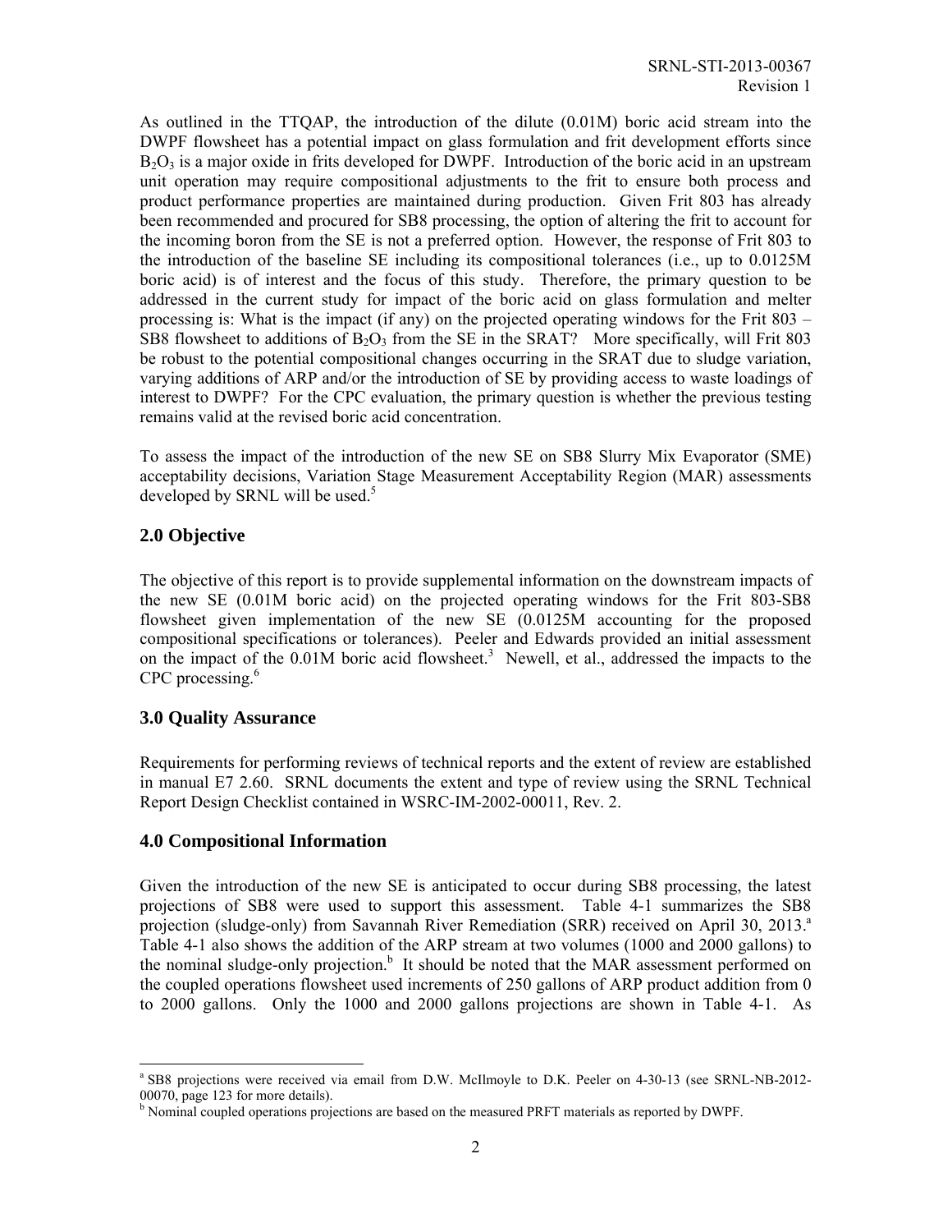As outlined in the TTQAP, the introduction of the dilute (0.01M) boric acid stream into the DWPF flowsheet has a potential impact on glass formulation and frit development efforts since $B_2O_3$ is a major oxide in frits developed for DWPF. Introduction of the boric acid in an upstream unit operation may require compositional adjustments to the frit to ensure both process and product performance properties are maintained during production. Given Frit 803 has already been recommended and procured for SB8 processing, the option of altering the frit to account for the incoming boron from the SE is not a preferred option. However, the response of Frit 803 to the introduction of the baseline SE including its compositional tolerances (i.e., up to 0.0125M boric acid) is of interest and the focus of this study. Therefore, the primary question to be addressed in the current study for impact of the boric acid on glass formulation and melter processing is: What is the impact (if any) on the projected operating windows for the Frit 803 – SB8 flowsheet to additions of $B_2O_3$ from the SE in the SRAT? More specifically, will Frit 803 be robust to the potential compositional changes occurring in the SRAT due to sludge variation, varying additions of ARP and/or the introduction of SE by providing access to waste loadings of interest to DWPF? For the CPC evaluation, the primary question is whether the previous testing remains valid at the revised boric acid concentration.

To assess the impact of the introduction of the new SE on SB8 Slurry Mix Evaporator (SME) acceptability decisions, Variation Stage Measurement Acceptability Region (MAR) assessments developed by SRNL will be used.[5]

## 2.0 Objective

The objective of this report is to provide supplemental information on the downstream impacts of the new SE (0.01M boric acid) on the projected operating windows for the Frit 803-SB8 flowsheet given implementation of the new SE (0.0125M accounting for the proposed compositional specifications or tolerances). Peeler and Edwards provided an initial assessment on the impact of the 0.01M boric acid flowsheet.[3] Newell, et al., addressed the impacts to the CPC processing.[6]

## 3.0 Quality Assurance

Requirements for performing reviews of technical reports and the extent of review are established in manual E7 2.60. SRNL documents the extent and type of review using the SRNL Technical Report Design Checklist contained in WSRC-IM-2002-00011, Rev. 2.

## 4.0 Compositional Information

Given the introduction of the new SE is anticipated to occur during SB8 processing, the latest projections of SB8 were used to support this assessment. Table 4-1 summarizes the SB8 projection (sludge-only) from Savannah River Remediation (SRR) received on April 30, 2013.[a] Table 4-1 also shows the addition of the ARP stream at two volumes (1000 and 2000 gallons) to the nominal sludge-only projection.[b] It should be noted that the MAR assessment performed on the coupled operations flowsheet used increments of 250 gallons of ARP product addition from 0 to 2000 gallons. Only the 1000 and 2000 gallons projections are shown in Table 4-1. As

---

[a] SB8 projections were received via email from D.W. McIlmoyle to D.K. Peeler on 4-30-13 (see SRNL-NB-2012-00070, page 123 for more details).

[b] Nominal coupled operations projections are based on the measured PRFT materials as reported by DWPF.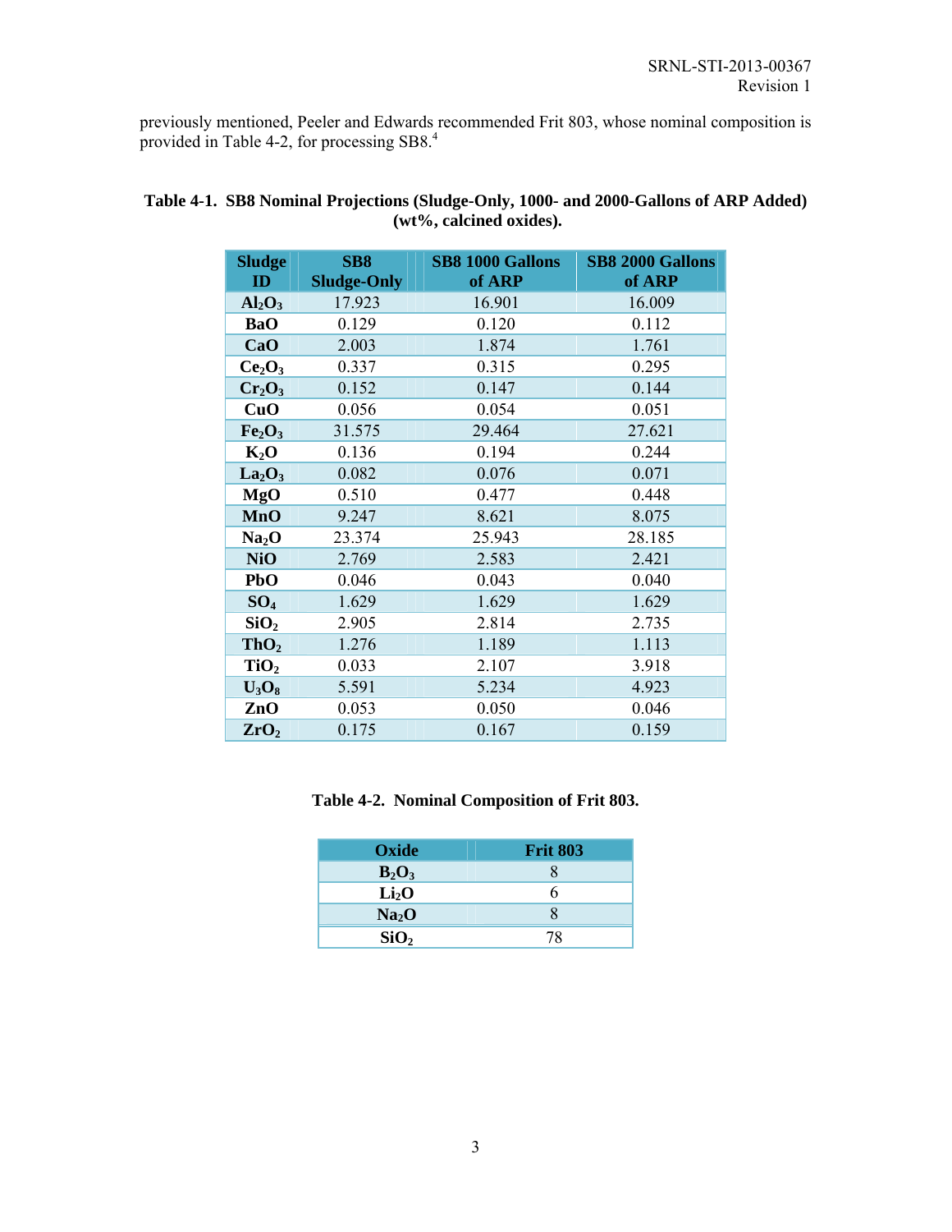previously mentioned, Peeler and Edwards recommended Frit 803, whose nominal composition is provided in Table 4-2, for processing SB8.[4]

**Table 4-1. SB8 Nominal Projections (Sludge-Only, 1000- and 2000-Gallons of ARP Added) (wt%, calcined oxides).**

| Sludge ID | SB8 Sludge-Only | SB8 1000 Gallons of ARP | SB8 2000 Gallons of ARP |
|---|---|---|---|
| $Al_2O_3$ | 17.923 | 16.901 | 16.009 |
| $BaO$ | 0.129 | 0.120 | 0.112 |
| $CaO$ | 2.003 | 1.874 | 1.761 |
| $Ce_2O_3$ | 0.337 | 0.315 | 0.295 |
| $Cr_2O_3$ | 0.152 | 0.147 | 0.144 |
| $CuO$ | 0.056 | 0.054 | 0.051 |
| $Fe_2O_3$ | 31.575 | 29.464 | 27.621 |
| $K_2O$ | 0.136 | 0.194 | 0.244 |
| $La_2O_3$ | 0.082 | 0.076 | 0.071 |
| $MgO$ | 0.510 | 0.477 | 0.448 |
| $MnO$ | 9.247 | 8.621 | 8.075 |
| $Na_2O$ | 23.374 | 25.943 | 28.185 |
| $NiO$ | 2.769 | 2.583 | 2.421 |
| $PbO$ | 0.046 | 0.043 | 0.040 |
| $SO_4$ | 1.629 | 1.629 | 1.629 |
| $SiO_2$ | 2.905 | 2.814 | 2.735 |
| $ThO_2$ | 1.276 | 1.189 | 1.113 |
| $TiO_2$ | 0.033 | 2.107 | 3.918 |
| $U_3O_8$ | 5.591 | 5.234 | 4.923 |
| $ZnO$ | 0.053 | 0.050 | 0.046 |
| $ZrO_2$ | 0.175 | 0.167 | 0.159 |

**Table 4-2. Nominal Composition of Frit 803.**

| Oxide | Frit 803 |
|---|---|
| $B_2O_3$ | 8 |
| $Li_2O$ | 6 |
| $Na_2O$ | 8 |
| $SiO_2$ | 78 |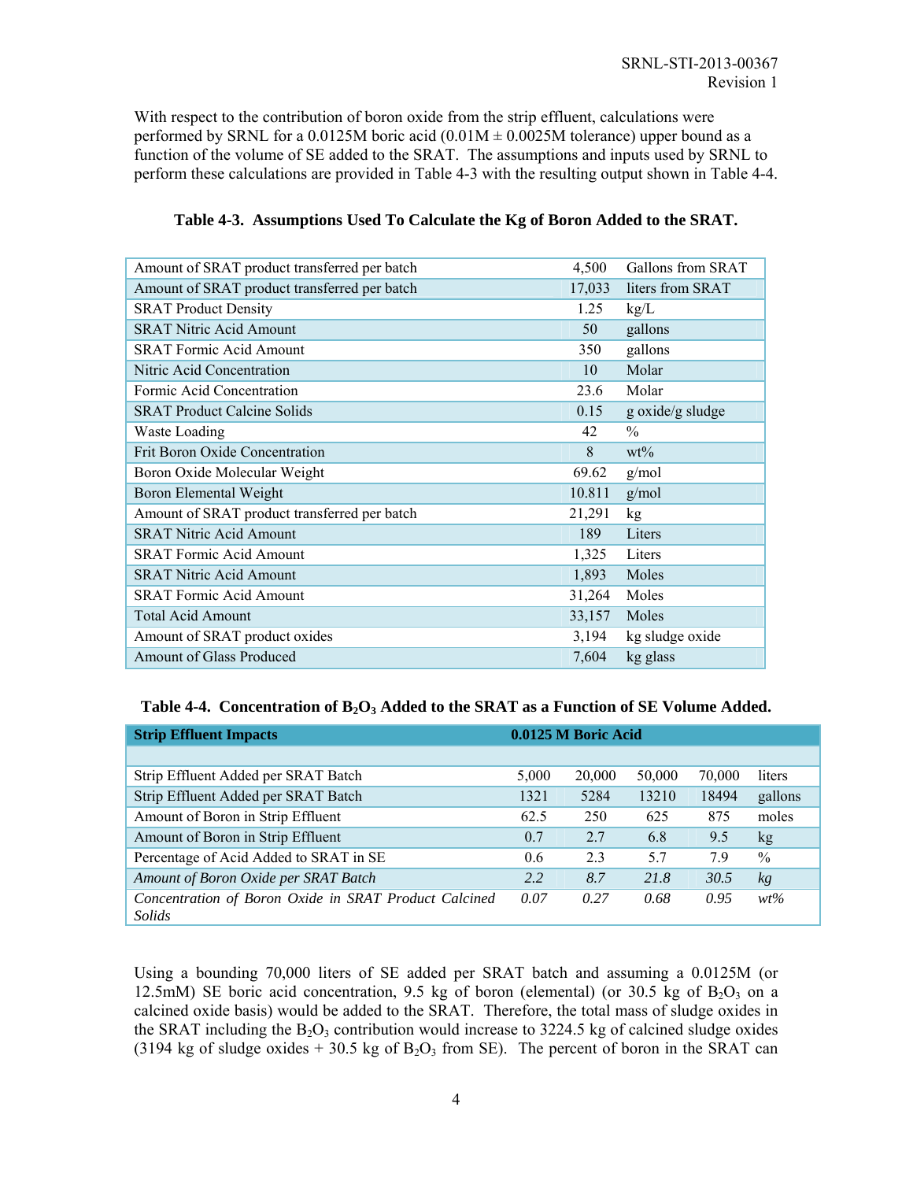With respect to the contribution of boron oxide from the strip effluent, calculations were performed by SRNL for a 0.0125M boric acid (0.01M ± 0.0025M tolerance) upper bound as a function of the volume of SE added to the SRAT. The assumptions and inputs used by SRNL to perform these calculations are provided in Table 4-3 with the resulting output shown in Table 4-4.

**Table 4-3. Assumptions Used To Calculate the Kg of Boron Added to the SRAT.**

| | | |
|---|---|---|
| Amount of SRAT product transferred per batch | 4,500 | Gallons from SRAT |
| Amount of SRAT product transferred per batch | 17,033 | liters from SRAT |
| SRAT Product Density | 1.25 | kg/L |
| SRAT Nitric Acid Amount | 50 | gallons |
| SRAT Formic Acid Amount | 350 | gallons |
| Nitric Acid Concentration | 10 | Molar |
| Formic Acid Concentration | 23.6 | Molar |
| SRAT Product Calcine Solids | 0.15 | g oxide/g sludge |
| Waste Loading | 42 | % |
| Frit Boron Oxide Concentration | 8 | wt% |
| Boron Oxide Molecular Weight | 69.62 | g/mol |
| Boron Elemental Weight | 10.811 | g/mol |
| Amount of SRAT product transferred per batch | 21,291 | kg |
| SRAT Nitric Acid Amount | 189 | Liters |
| SRAT Formic Acid Amount | 1,325 | Liters |
| SRAT Nitric Acid Amount | 1,893 | Moles |
| SRAT Formic Acid Amount | 31,264 | Moles |
| Total Acid Amount | 33,157 | Moles |
| Amount of SRAT product oxides | 3,194 | kg sludge oxide |
| Amount of Glass Produced | 7,604 | kg glass |

**Table 4-4. Concentration of $B_2O_3$ Added to the SRAT as a Function of SE Volume Added.**

| **Strip Effluent Impacts** | **0.0125 M Boric Acid** | | | | |
|---|---|---|---|---|---|
| | | | | | |
| Strip Effluent Added per SRAT Batch | 5,000 | 20,000 | 50,000 | 70,000 | liters |
| Strip Effluent Added per SRAT Batch | 1321 | 5284 | 13210 | 18494 | gallons |
| Amount of Boron in Strip Effluent | 62.5 | 250 | 625 | 875 | moles |
| Amount of Boron in Strip Effluent | 0.7 | 2.7 | 6.8 | 9.5 | kg |
| Percentage of Acid Added to SRAT in SE | 0.6 | 2.3 | 5.7 | 7.9 | % |
| *Amount of Boron Oxide per SRAT Batch* | *2.2* | *8.7* | *21.8* | *30.5* | *kg* |
| *Concentration of Boron Oxide in SRAT Product Calcined Solids* | *0.07* | *0.27* | *0.68* | *0.95* | *wt%* |

Using a bounding 70,000 liters of SE added per SRAT batch and assuming a 0.0125M (or 12.5mM) SE boric acid concentration, 9.5 kg of boron (elemental) (or 30.5 kg of $B_2O_3$ on a calcined oxide basis) would be added to the SRAT. Therefore, the total mass of sludge oxides in the SRAT including the $B_2O_3$ contribution would increase to 3224.5 kg of calcined sludge oxides (3194 kg of sludge oxides + 30.5 kg of $B_2O_3$ from SE). The percent of boron in the SRAT can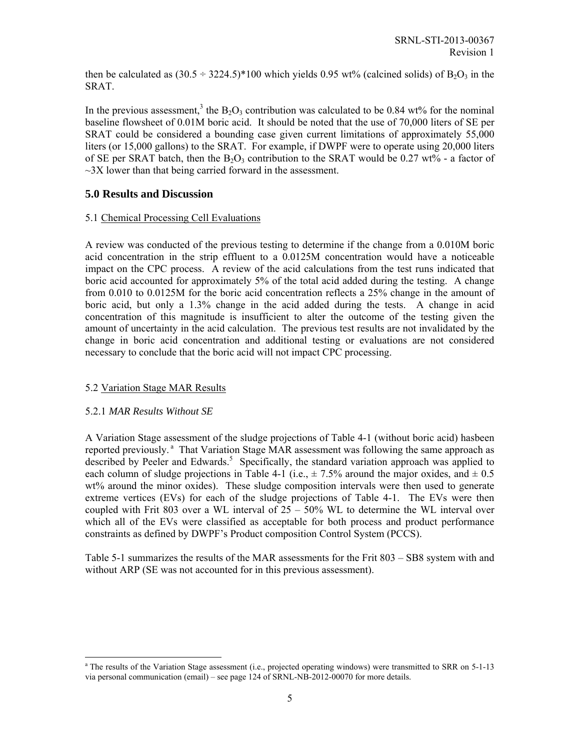then be calculated as (30.5 ÷ 3224.5)*100 which yields 0.95 wt% (calcined solids) of $B_2O_3$ in the SRAT.

In the previous assessment,[3] the $B_2O_3$ contribution was calculated to be 0.84 wt% for the nominal baseline flowsheet of 0.01M boric acid. It should be noted that the use of 70,000 liters of SE per SRAT could be considered a bounding case given current limitations of approximately 55,000 liters (or 15,000 gallons) to the SRAT. For example, if DWPF were to operate using 20,000 liters of SE per SRAT batch, then the $B_2O_3$ contribution to the SRAT would be 0.27 wt% - a factor of ~3X lower than that being carried forward in the assessment.

## 5.0 Results and Discussion

### 5.1 Chemical Processing Cell Evaluations

A review was conducted of the previous testing to determine if the change from a 0.010M boric acid concentration in the strip effluent to a 0.0125M concentration would have a noticeable impact on the CPC process. A review of the acid calculations from the test runs indicated that boric acid accounted for approximately 5% of the total acid added during the testing. A change from 0.010 to 0.0125M for the boric acid concentration reflects a 25% change in the amount of boric acid, but only a 1.3% change in the acid added during the tests. A change in acid concentration of this magnitude is insufficient to alter the outcome of the testing given the amount of uncertainty in the acid calculation. The previous test results are not invalidated by the change in boric acid concentration and additional testing or evaluations are not considered necessary to conclude that the boric acid will not impact CPC processing.

### 5.2 Variation Stage MAR Results

#### 5.2.1 *MAR Results Without SE*

A Variation Stage assessment of the sludge projections of Table 4-1 (without boric acid) hasbeen reported previously.[a] That Variation Stage MAR assessment was following the same approach as described by Peeler and Edwards.[5] Specifically, the standard variation approach was applied to each column of sludge projections in Table 4-1 (i.e., ± 7.5% around the major oxides, and ± 0.5 wt% around the minor oxides). These sludge composition intervals were then used to generate extreme vertices (EVs) for each of the sludge projections of Table 4-1. The EVs were then coupled with Frit 803 over a WL interval of 25 – 50% WL to determine the WL interval over which all of the EVs were classified as acceptable for both process and product performance constraints as defined by DWPF's Product composition Control System (PCCS).

Table 5-1 summarizes the results of the MAR assessments for the Frit 803 – SB8 system with and without ARP (SE was not accounted for in this previous assessment).

---

[a] The results of the Variation Stage assessment (i.e., projected operating windows) were transmitted to SRR on 5-1-13 via personal communication (email) – see page 124 of SRNL-NB-2012-00070 for more details.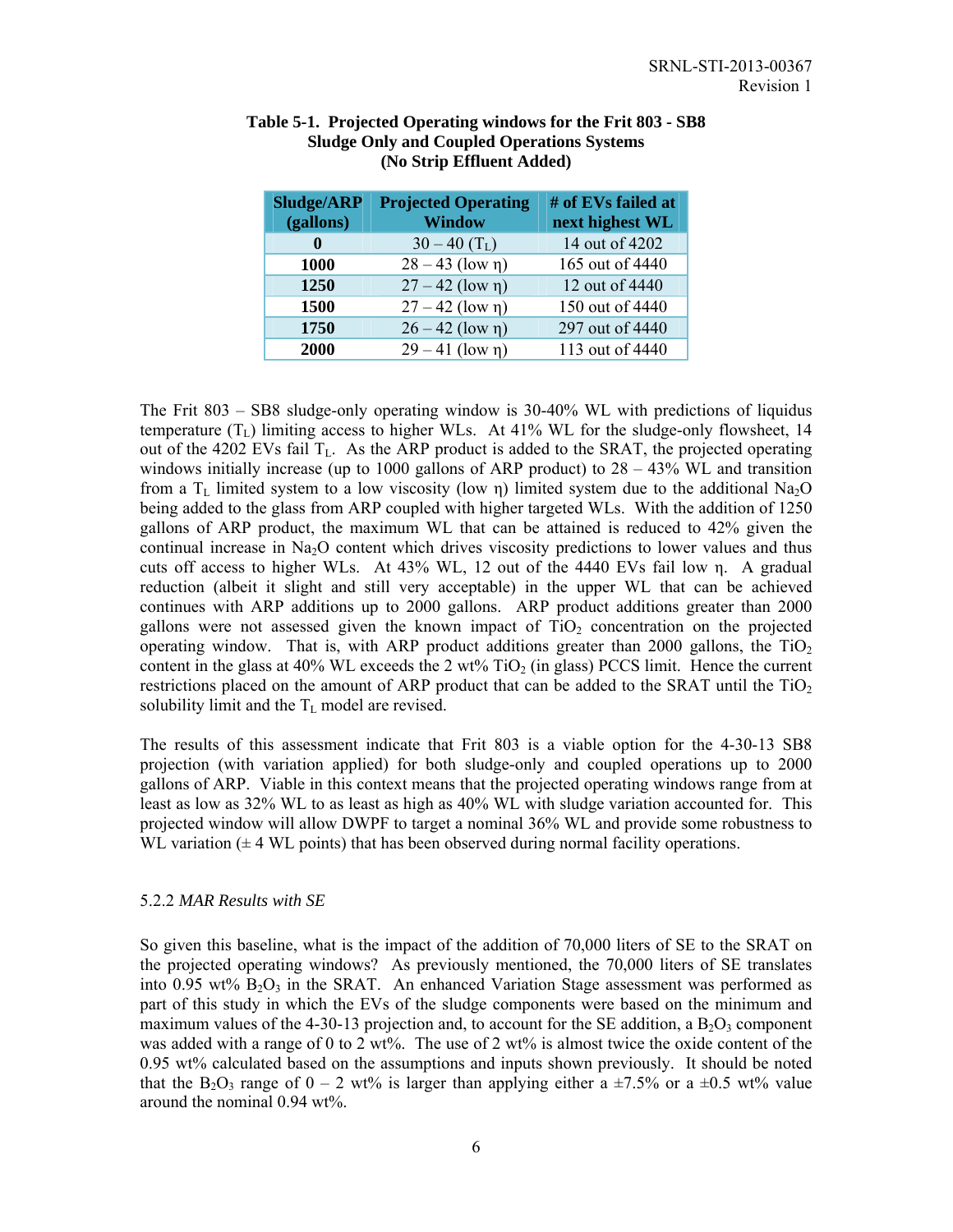**Table 5-1. Projected Operating windows for the Frit 803 - SB8 Sludge Only and Coupled Operations Systems (No Strip Effluent Added)**

| Sludge/ARP (gallons) | Projected Operating Window | # of EVs failed at next highest WL |
|---|---|---|
| **0** | 30 – 40 ($T_L$) | 14 out of 4202 |
| **1000** | 28 – 43 (low η) | 165 out of 4440 |
| **1250** | 27 – 42 (low η) | 12 out of 4440 |
| **1500** | 27 – 42 (low η) | 150 out of 4440 |
| **1750** | 26 – 42 (low η) | 297 out of 4440 |
| **2000** | 29 – 41 (low η) | 113 out of 4440 |

The Frit 803 – SB8 sludge-only operating window is 30-40% WL with predictions of liquidus temperature ($T_L$) limiting access to higher WLs. At 41% WL for the sludge-only flowsheet, 14 out of the 4202 EVs fail $T_L$. As the ARP product is added to the SRAT, the projected operating windows initially increase (up to 1000 gallons of ARP product) to 28 – 43% WL and transition from a $T_L$ limited system to a low viscosity (low η) limited system due to the additional $Na_2O$ being added to the glass from ARP coupled with higher targeted WLs. With the addition of 1250 gallons of ARP product, the maximum WL that can be attained is reduced to 42% given the continual increase in $Na_2O$ content which drives viscosity predictions to lower values and thus cuts off access to higher WLs. At 43% WL, 12 out of the 4440 EVs fail low η. A gradual reduction (albeit it slight and still very acceptable) in the upper WL that can be achieved continues with ARP additions up to 2000 gallons. ARP product additions greater than 2000 gallons were not assessed given the known impact of $TiO_2$ concentration on the projected operating window. That is, with ARP product additions greater than 2000 gallons, the $TiO_2$ content in the glass at 40% WL exceeds the 2 wt% $TiO_2$ (in glass) PCCS limit. Hence the current restrictions placed on the amount of ARP product that can be added to the SRAT until the $TiO_2$ solubility limit and the $T_L$ model are revised.

The results of this assessment indicate that Frit 803 is a viable option for the 4-30-13 SB8 projection (with variation applied) for both sludge-only and coupled operations up to 2000 gallons of ARP. Viable in this context means that the projected operating windows range from at least as low as 32% WL to as least as high as 40% WL with sludge variation accounted for. This projected window will allow DWPF to target a nominal 36% WL and provide some robustness to WL variation (± 4 WL points) that has been observed during normal facility operations.

### 5.2.2 *MAR Results with SE*

So given this baseline, what is the impact of the addition of 70,000 liters of SE to the SRAT on the projected operating windows? As previously mentioned, the 70,000 liters of SE translates into 0.95 wt% $B_2O_3$ in the SRAT. An enhanced Variation Stage assessment was performed as part of this study in which the EVs of the sludge components were based on the minimum and maximum values of the 4-30-13 projection and, to account for the SE addition, a $B_2O_3$ component was added with a range of 0 to 2 wt%. The use of 2 wt% is almost twice the oxide content of the 0.95 wt% calculated based on the assumptions and inputs shown previously. It should be noted that the $B_2O_3$ range of 0 – 2 wt% is larger than applying either a ±7.5% or a ±0.5 wt% value around the nominal 0.94 wt%.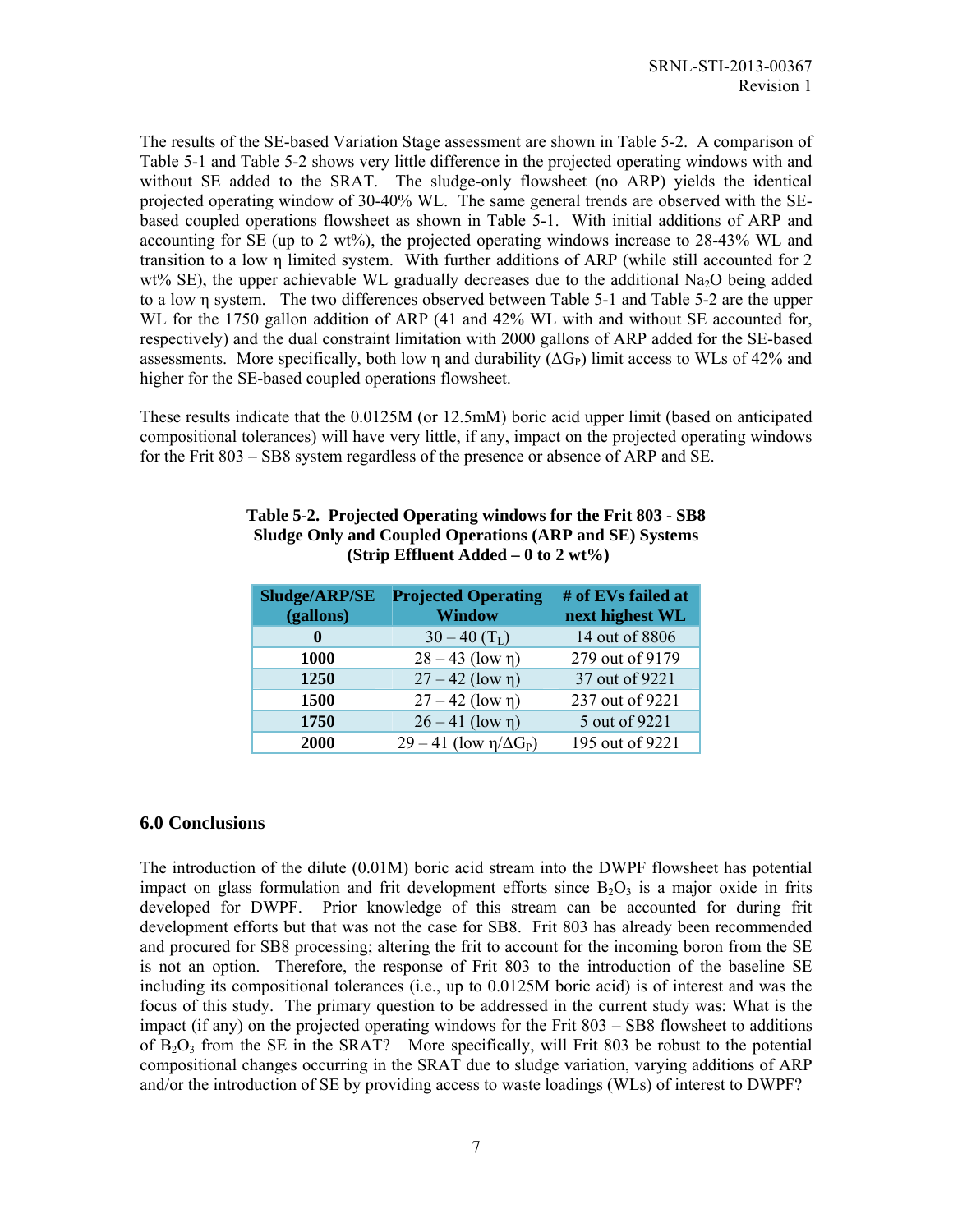The results of the SE-based Variation Stage assessment are shown in Table 5-2. A comparison of Table 5-1 and Table 5-2 shows very little difference in the projected operating windows with and without SE added to the SRAT. The sludge-only flowsheet (no ARP) yields the identical projected operating window of 30-40% WL. The same general trends are observed with the SE-based coupled operations flowsheet as shown in Table 5-1. With initial additions of ARP and accounting for SE (up to 2 wt%), the projected operating windows increase to 28-43% WL and transition to a low η limited system. With further additions of ARP (while still accounted for 2 wt% SE), the upper achievable WL gradually decreases due to the additional $Na_2O$ being added to a low η system. The two differences observed between Table 5-1 and Table 5-2 are the upper WL for the 1750 gallon addition of ARP (41 and 42% WL with and without SE accounted for, respectively) and the dual constraint limitation with 2000 gallons of ARP added for the SE-based assessments. More specifically, both low η and durability ($\Delta G_P$) limit access to WLs of 42% and higher for the SE-based coupled operations flowsheet.

These results indicate that the 0.0125M (or 12.5mM) boric acid upper limit (based on anticipated compositional tolerances) will have very little, if any, impact on the projected operating windows for the Frit 803 – SB8 system regardless of the presence or absence of ARP and SE.

**Table 5-2. Projected Operating windows for the Frit 803 - SB8 Sludge Only and Coupled Operations (ARP and SE) Systems (Strip Effluent Added – 0 to 2 wt%)**

| Sludge/ARP/SE (gallons) | Projected Operating Window | # of EVs failed at next highest WL |
|---|---|---|
| **0** | 30 – 40 ($T_L$) | 14 out of 8806 |
| **1000** | 28 – 43 (low η) | 279 out of 9179 |
| **1250** | 27 – 42 (low η) | 37 out of 9221 |
| **1500** | 27 – 42 (low η) | 237 out of 9221 |
| **1750** | 26 – 41 (low η) | 5 out of 9221 |
| **2000** | 29 – 41 (low η/$\Delta G_P$) | 195 out of 9221 |

## 6.0 Conclusions

The introduction of the dilute (0.01M) boric acid stream into the DWPF flowsheet has potential impact on glass formulation and frit development efforts since $B_2O_3$ is a major oxide in frits developed for DWPF. Prior knowledge of this stream can be accounted for during frit development efforts but that was not the case for SB8. Frit 803 has already been recommended and procured for SB8 processing; altering the frit to account for the incoming boron from the SE is not an option. Therefore, the response of Frit 803 to the introduction of the baseline SE including its compositional tolerances (i.e., up to 0.0125M boric acid) is of interest and was the focus of this study. The primary question to be addressed in the current study was: What is the impact (if any) on the projected operating windows for the Frit 803 – SB8 flowsheet to additions of $B_2O_3$ from the SE in the SRAT? More specifically, will Frit 803 be robust to the potential compositional changes occurring in the SRAT due to sludge variation, varying additions of ARP and/or the introduction of SE by providing access to waste loadings (WLs) of interest to DWPF?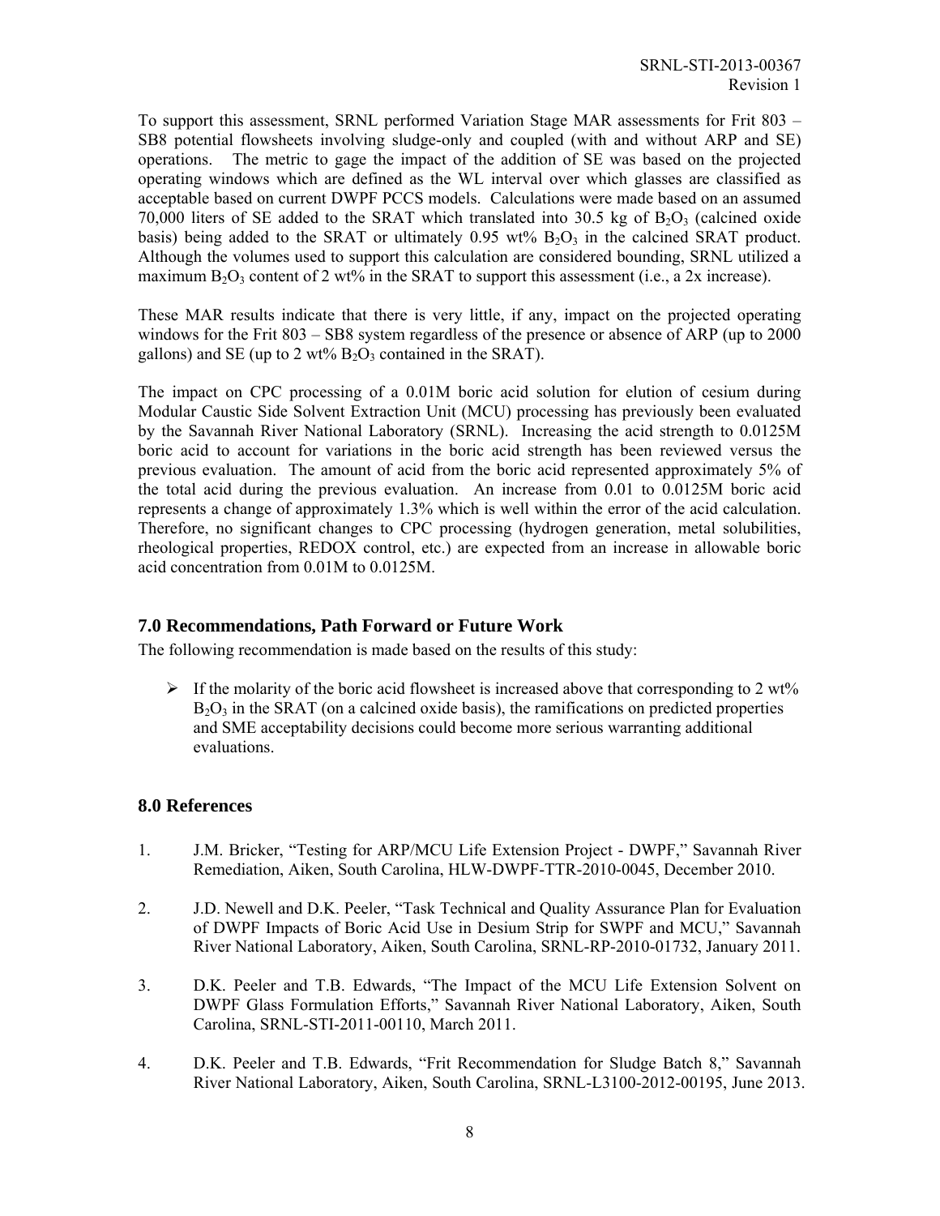To support this assessment, SRNL performed Variation Stage MAR assessments for Frit 803 – SB8 potential flowsheets involving sludge-only and coupled (with and without ARP and SE) operations. The metric to gage the impact of the addition of SE was based on the projected operating windows which are defined as the WL interval over which glasses are classified as acceptable based on current DWPF PCCS models. Calculations were made based on an assumed 70,000 liters of SE added to the SRAT which translated into 30.5 kg of $B_2O_3$ (calcined oxide basis) being added to the SRAT or ultimately 0.95 wt% $B_2O_3$ in the calcined SRAT product. Although the volumes used to support this calculation are considered bounding, SRNL utilized a maximum $B_2O_3$ content of 2 wt% in the SRAT to support this assessment (i.e., a 2x increase).

These MAR results indicate that there is very little, if any, impact on the projected operating windows for the Frit 803 – SB8 system regardless of the presence or absence of ARP (up to 2000 gallons) and SE (up to 2 wt% $B_2O_3$ contained in the SRAT).

The impact on CPC processing of a 0.01M boric acid solution for elution of cesium during Modular Caustic Side Solvent Extraction Unit (MCU) processing has previously been evaluated by the Savannah River National Laboratory (SRNL). Increasing the acid strength to 0.0125M boric acid to account for variations in the boric acid strength has been reviewed versus the previous evaluation. The amount of acid from the boric acid represented approximately 5% of the total acid during the previous evaluation. An increase from 0.01 to 0.0125M boric acid represents a change of approximately 1.3% which is well within the error of the acid calculation. Therefore, no significant changes to CPC processing (hydrogen generation, metal solubilities, rheological properties, REDOX control, etc.) are expected from an increase in allowable boric acid concentration from 0.01M to 0.0125M.

## 7.0 Recommendations, Path Forward or Future Work

The following recommendation is made based on the results of this study:

- If the molarity of the boric acid flowsheet is increased above that corresponding to 2 wt% $B_2O_3$ in the SRAT (on a calcined oxide basis), the ramifications on predicted properties and SME acceptability decisions could become more serious warranting additional evaluations.

## 8.0 References

1. J.M. Bricker, "Testing for ARP/MCU Life Extension Project - DWPF," Savannah River Remediation, Aiken, South Carolina, HLW-DWPF-TTR-2010-0045, December 2010.
2. J.D. Newell and D.K. Peeler, "Task Technical and Quality Assurance Plan for Evaluation of DWPF Impacts of Boric Acid Use in Desium Strip for SWPF and MCU," Savannah River National Laboratory, Aiken, South Carolina, SRNL-RP-2010-01732, January 2011.
3. D.K. Peeler and T.B. Edwards, "The Impact of the MCU Life Extension Solvent on DWPF Glass Formulation Efforts," Savannah River National Laboratory, Aiken, South Carolina, SRNL-STI-2011-00110, March 2011.
4. D.K. Peeler and T.B. Edwards, "Frit Recommendation for Sludge Batch 8," Savannah River National Laboratory, Aiken, South Carolina, SRNL-L3100-2012-00195, June 2013.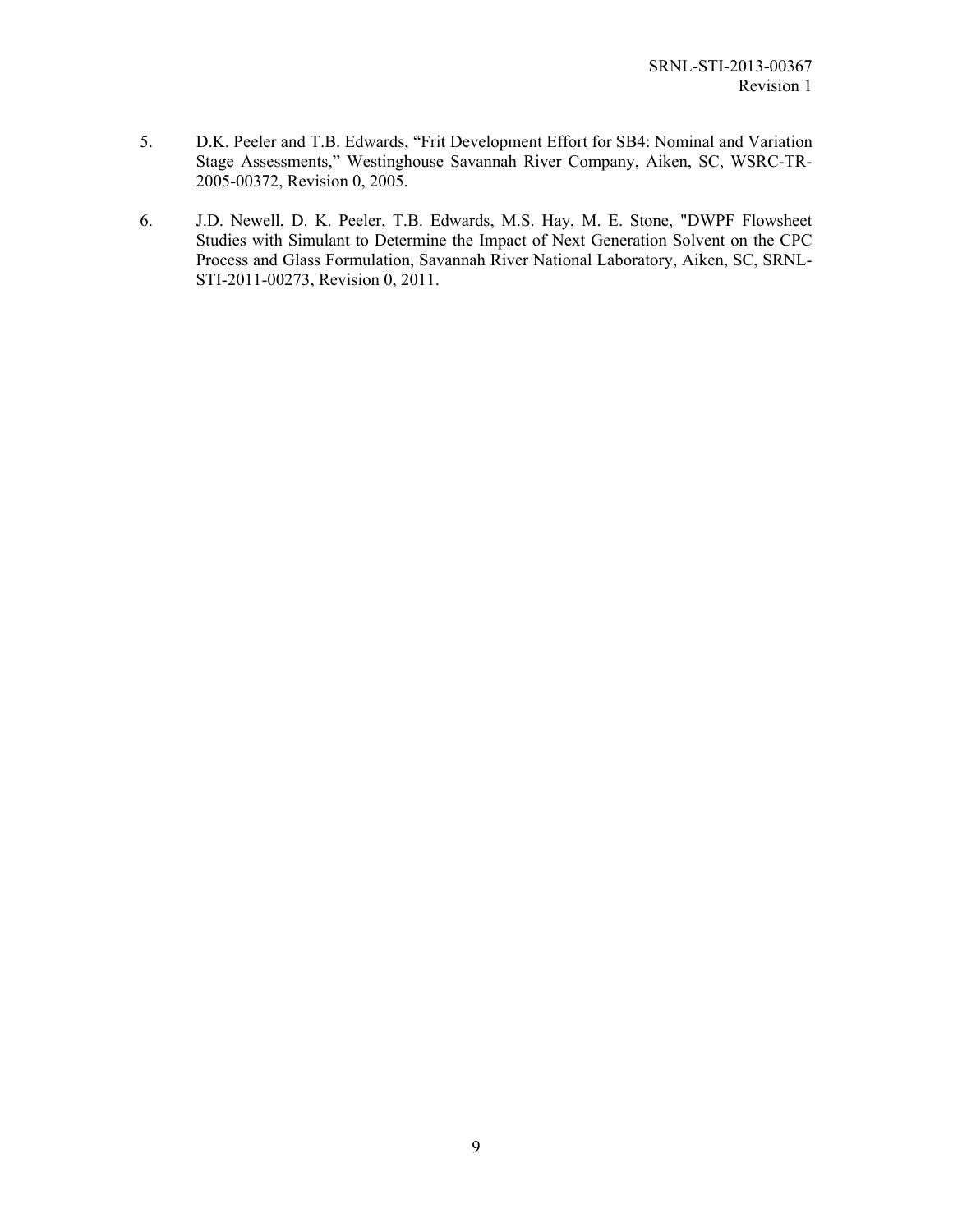5. D.K. Peeler and T.B. Edwards, “Frit Development Effort for SB4: Nominal and Variation Stage Assessments,” Westinghouse Savannah River Company, Aiken, SC, WSRC-TR-2005-00372, Revision 0, 2005.

6. J.D. Newell, D. K. Peeler, T.B. Edwards, M.S. Hay, M. E. Stone, "DWPF Flowsheet Studies with Simulant to Determine the Impact of Next Generation Solvent on the CPC Process and Glass Formulation, Savannah River National Laboratory, Aiken, SC, SRNL-STI-2011-00273, Revision 0, 2011.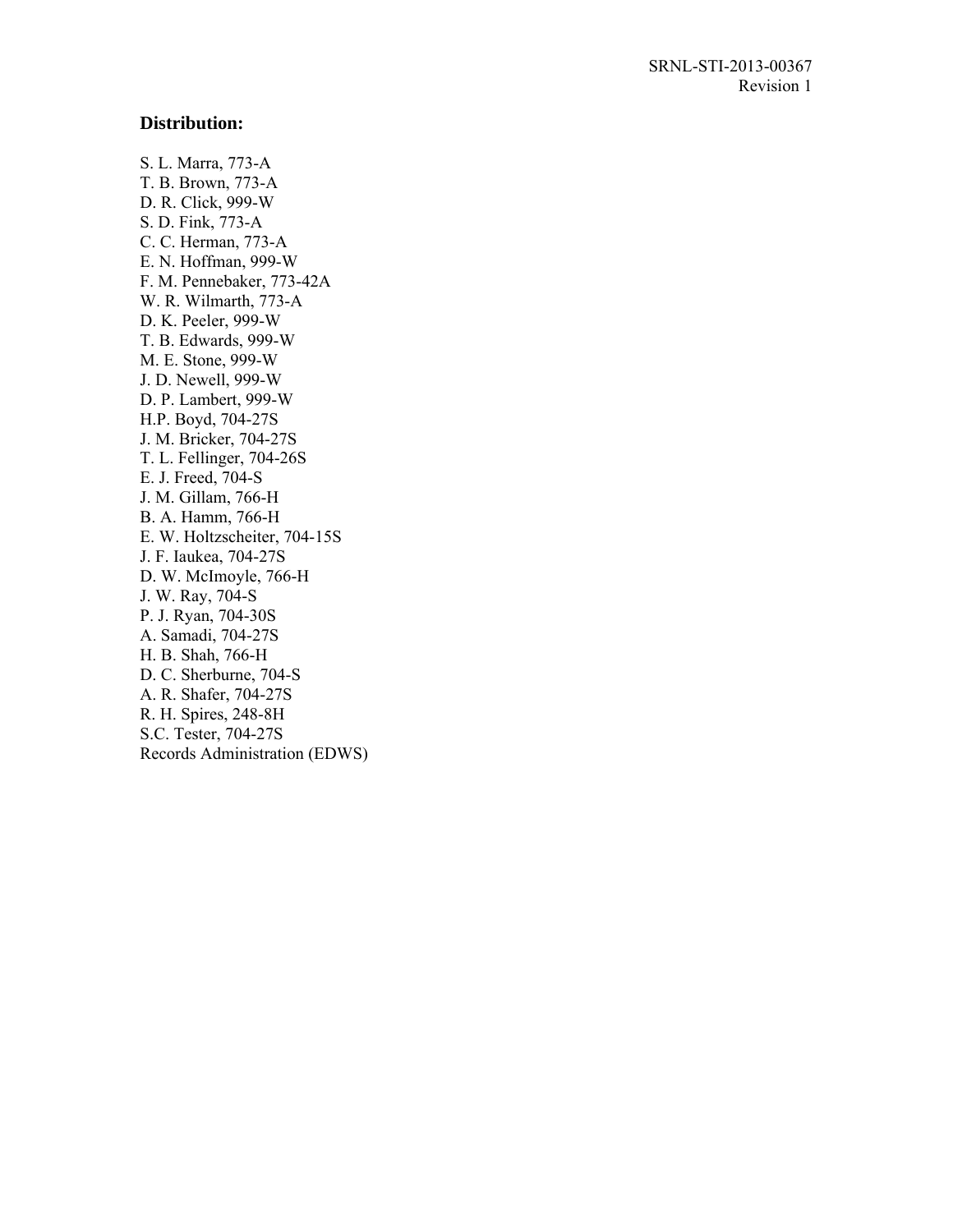## Distribution:

S. L. Marra, 773-A
T. B. Brown, 773-A
D. R. Click, 999-W
S. D. Fink, 773-A
C. C. Herman, 773-A
E. N. Hoffman, 999-W
F. M. Pennebaker, 773-42A
W. R. Wilmarth, 773-A
D. K. Peeler, 999-W
T. B. Edwards, 999-W
M. E. Stone, 999-W
J. D. Newell, 999-W
D. P. Lambert, 999-W
H.P. Boyd, 704-27S
J. M. Bricker, 704-27S
T. L. Fellinger, 704-26S
E. J. Freed, 704-S
J. M. Gillam, 766-H
B. A. Hamm, 766-H
E. W. Holtzscheiter, 704-15S
J. F. Iaukea, 704-27S
D. W. McImoyle, 766-H
J. W. Ray, 704-S
P. J. Ryan, 704-30S
A. Samadi, 704-27S
H. B. Shah, 766-H
D. C. Sherburne, 704-S
A. R. Shafer, 704-27S
R. H. Spires, 248-8H
S.C. Tester, 704-27S
Records Administration (EDWS)